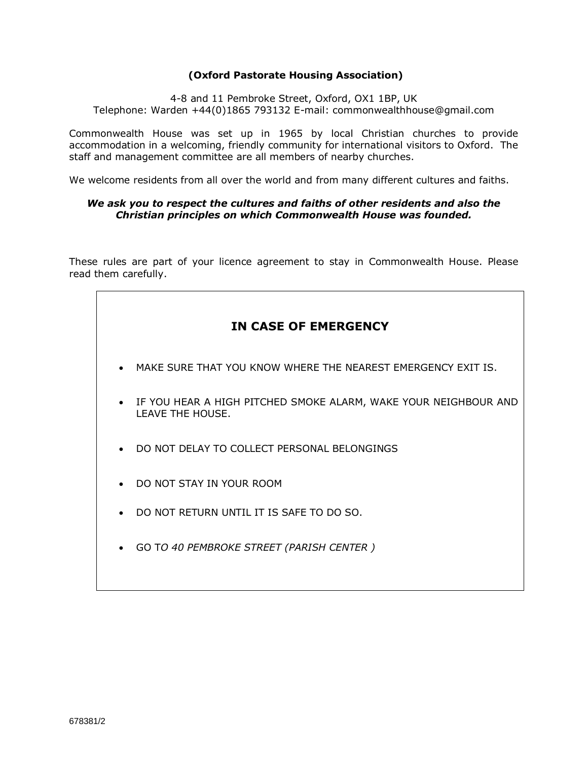**(Oxford Pastorate Housing Association)**

4-8 and 11 Pembroke Street, Oxford, OX1 1BP, UK
Telephone: Warden +44(0)1865 793132 E-mail: commonwealthhouse@gmail.com

Commonwealth House was set up in 1965 by local Christian churches to provide accommodation in a welcoming, friendly community for international visitors to Oxford. The staff and management committee are all members of nearby churches.

We welcome residents from all over the world and from many different cultures and faiths.

***We ask you to respect the cultures and faiths of other residents and also the Christian principles on which Commonwealth House was founded.***

These rules are part of your licence agreement to stay in Commonwealth House. Please read them carefully.

## IN CASE OF EMERGENCY

- MAKE SURE THAT YOU KNOW WHERE THE NEAREST EMERGENCY EXIT IS.
- IF YOU HEAR A HIGH PITCHED SMOKE ALARM, WAKE YOUR NEIGHBOUR AND LEAVE THE HOUSE.
- DO NOT DELAY TO COLLECT PERSONAL BELONGINGS
- DO NOT STAY IN YOUR ROOM
- DO NOT RETURN UNTIL IT IS SAFE TO DO SO.
- GO T*O 40 PEMBROKE STREET (PARISH CENTER )*

678381/2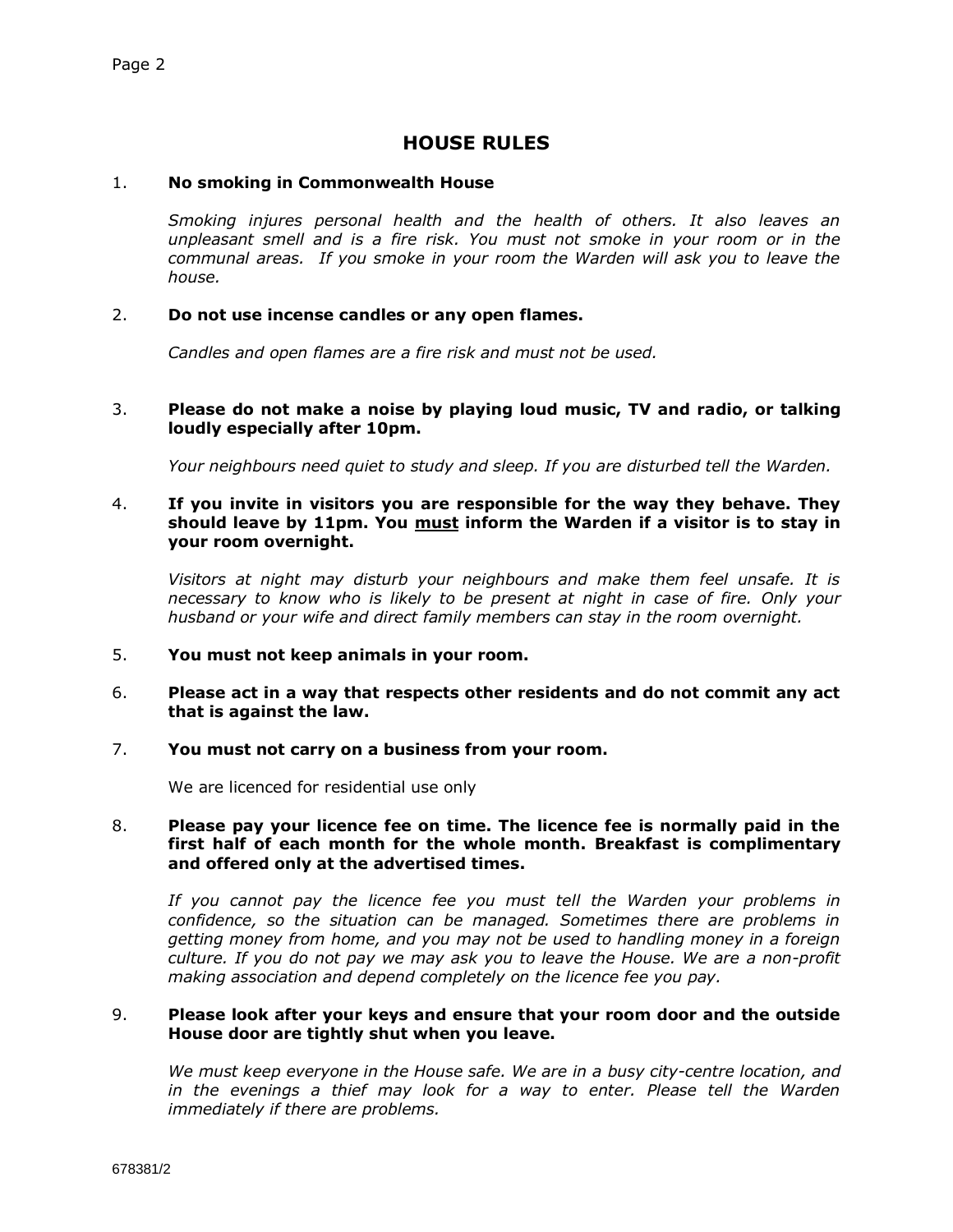# HOUSE RULES

1. **No smoking in Commonwealth House**

   *Smoking injures personal health and the health of others. It also leaves an unpleasant smell and is a fire risk. You must not smoke in your room or in the communal areas. If you smoke in your room the Warden will ask you to leave the house.*

2. **Do not use incense candles or any open flames.**

   *Candles and open flames are a fire risk and must not be used.*

3. **Please do not make a noise by playing loud music, TV and radio, or talking loudly especially after 10pm.**

   *Your neighbours need quiet to study and sleep. If you are disturbed tell the Warden.*

4. **If you invite in visitors you are responsible for the way they behave. They should leave by 11pm. You <u>must</u> inform the Warden if a visitor is to stay in your room overnight.**

   *Visitors at night may disturb your neighbours and make them feel unsafe. It is necessary to know who is likely to be present at night in case of fire. Only your husband or your wife and direct family members can stay in the room overnight.*

5. **You must not keep animals in your room.**

6. **Please act in a way that respects other residents and do not commit any act that is against the law.**

7. **You must not carry on a business from your room.**

   We are licenced for residential use only

8. **Please pay your licence fee on time. The licence fee is normally paid in the first half of each month for the whole month. Breakfast is complimentary and offered only at the advertised times.**

   *If you cannot pay the licence fee you must tell the Warden your problems in confidence, so the situation can be managed. Sometimes there are problems in getting money from home, and you may not be used to handling money in a foreign culture. If you do not pay we may ask you to leave the House. We are a non-profit making association and depend completely on the licence fee you pay.*

9. **Please look after your keys and ensure that your room door and the outside House door are tightly shut when you leave.**

   *We must keep everyone in the House safe. We are in a busy city-centre location, and in the evenings a thief may look for a way to enter. Please tell the Warden immediately if there are problems.*

678381/2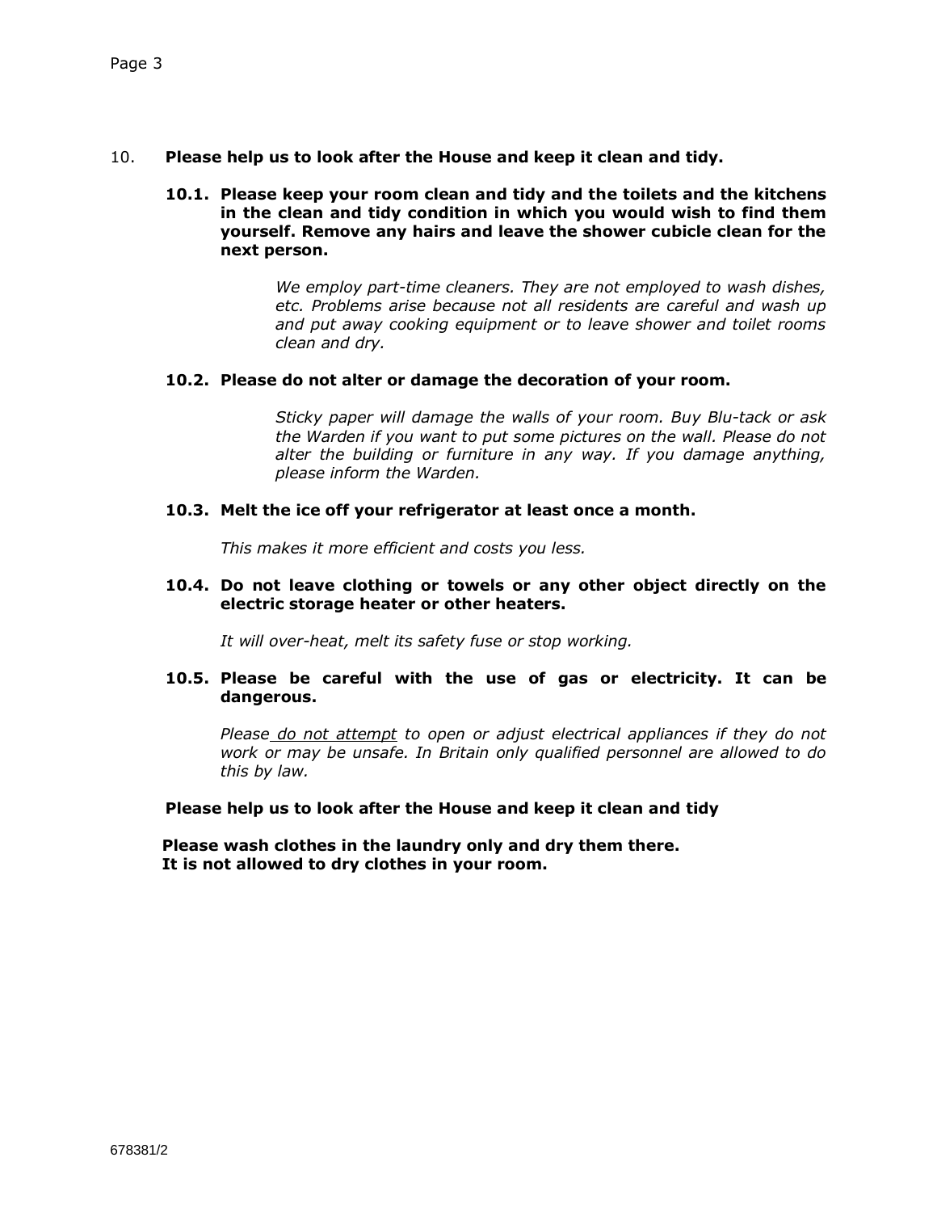10. **Please help us to look after the House and keep it clean and tidy.**

**10.1. Please keep your room clean and tidy and the toilets and the kitchens in the clean and tidy condition in which you would wish to find them yourself. Remove any hairs and leave the shower cubicle clean for the next person.**

> *We employ part-time cleaners. They are not employed to wash dishes, etc. Problems arise because not all residents are careful and wash up and put away cooking equipment or to leave shower and toilet rooms clean and dry.*

**10.2. Please do not alter or damage the decoration of your room.**

> *Sticky paper will damage the walls of your room. Buy Blu-tack or ask the Warden if you want to put some pictures on the wall. Please do not alter the building or furniture in any way. If you damage anything, please inform the Warden.*

**10.3. Melt the ice off your refrigerator at least once a month.**

*This makes it more efficient and costs you less.*

**10.4. Do not leave clothing or towels or any other object directly on the electric storage heater or other heaters.**

*It will over-heat, melt its safety fuse or stop working.*

**10.5. Please be careful with the use of gas or electricity. It can be dangerous.**

*Please <u>do not attempt</u> to open or adjust electrical appliances if they do not work or may be unsafe. In Britain only qualified personnel are allowed to do this by law.*

**Please help us to look after the House and keep it clean and tidy**

**Please wash clothes in the laundry only and dry them there.**
**It is not allowed to dry clothes in your room.**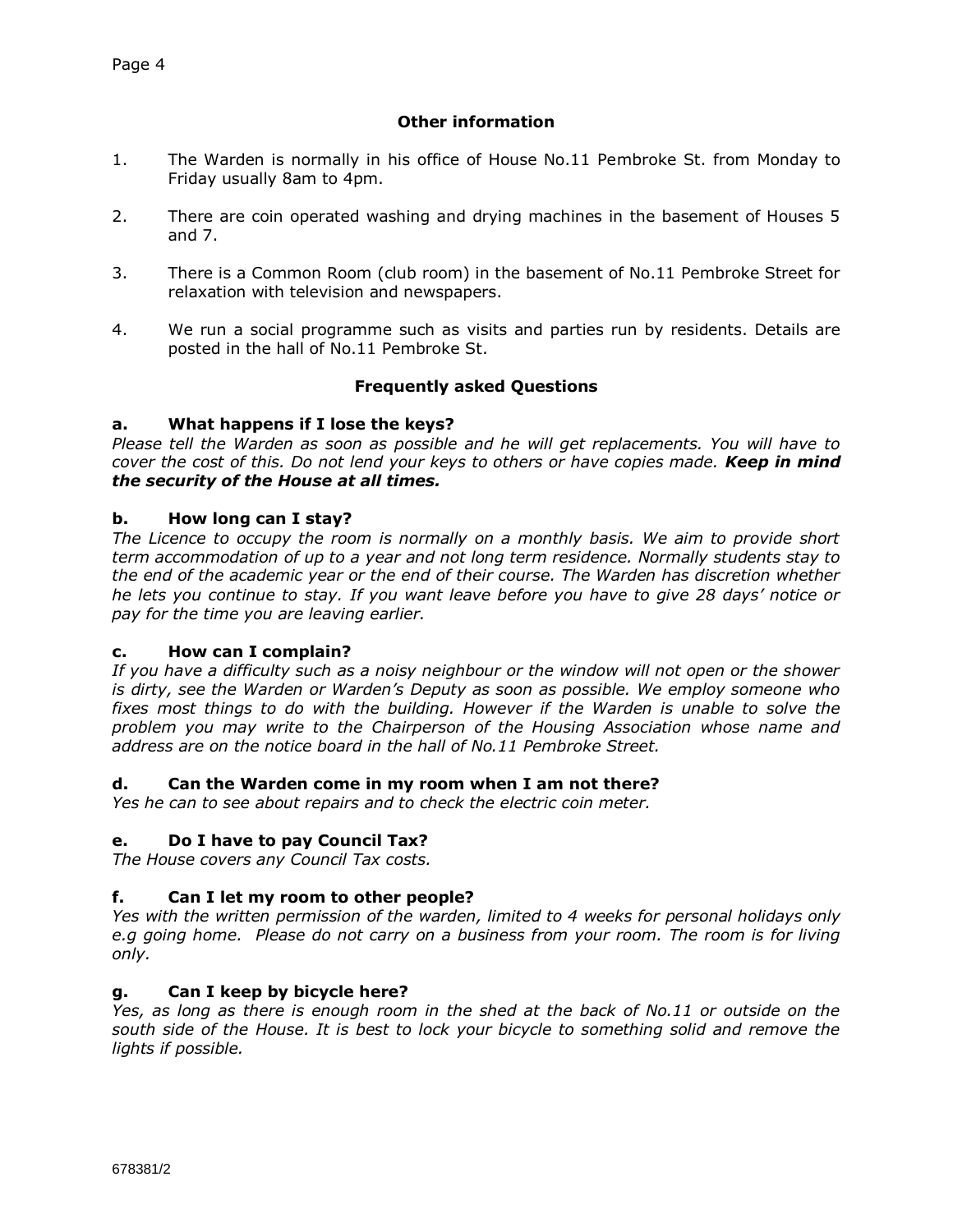## Other information

1. The Warden is normally in his office of House No.11 Pembroke St. from Monday to Friday usually 8am to 4pm.

2. There are coin operated washing and drying machines in the basement of Houses 5 and 7.

3. There is a Common Room (club room) in the basement of No.11 Pembroke Street for relaxation with television and newspapers.

4. We run a social programme such as visits and parties run by residents. Details are posted in the hall of No.11 Pembroke St.

## Frequently asked Questions

### a. What happens if I lose the keys?

*Please tell the Warden as soon as possible and he will get replacements. You will have to cover the cost of this. Do not lend your keys to others or have copies made.* ***Keep in mind the security of the House at all times.***

### b. How long can I stay?

*The Licence to occupy the room is normally on a monthly basis. We aim to provide short term accommodation of up to a year and not long term residence. Normally students stay to the end of the academic year or the end of their course. The Warden has discretion whether he lets you continue to stay. If you want leave before you have to give 28 days' notice or pay for the time you are leaving earlier.*

### c. How can I complain?

*If you have a difficulty such as a noisy neighbour or the window will not open or the shower is dirty, see the Warden or Warden's Deputy as soon as possible. We employ someone who fixes most things to do with the building. However if the Warden is unable to solve the problem you may write to the Chairperson of the Housing Association whose name and address are on the notice board in the hall of No.11 Pembroke Street.*

### d. Can the Warden come in my room when I am not there?

*Yes he can to see about repairs and to check the electric coin meter.*

### e. Do I have to pay Council Tax?

*The House covers any Council Tax costs.*

### f. Can I let my room to other people?

*Yes with the written permission of the warden, limited to 4 weeks for personal holidays only e.g going home. Please do not carry on a business from your room. The room is for living only.*

### g. Can I keep by bicycle here?

*Yes, as long as there is enough room in the shed at the back of No.11 or outside on the south side of the House. It is best to lock your bicycle to something solid and remove the lights if possible.*

678381/2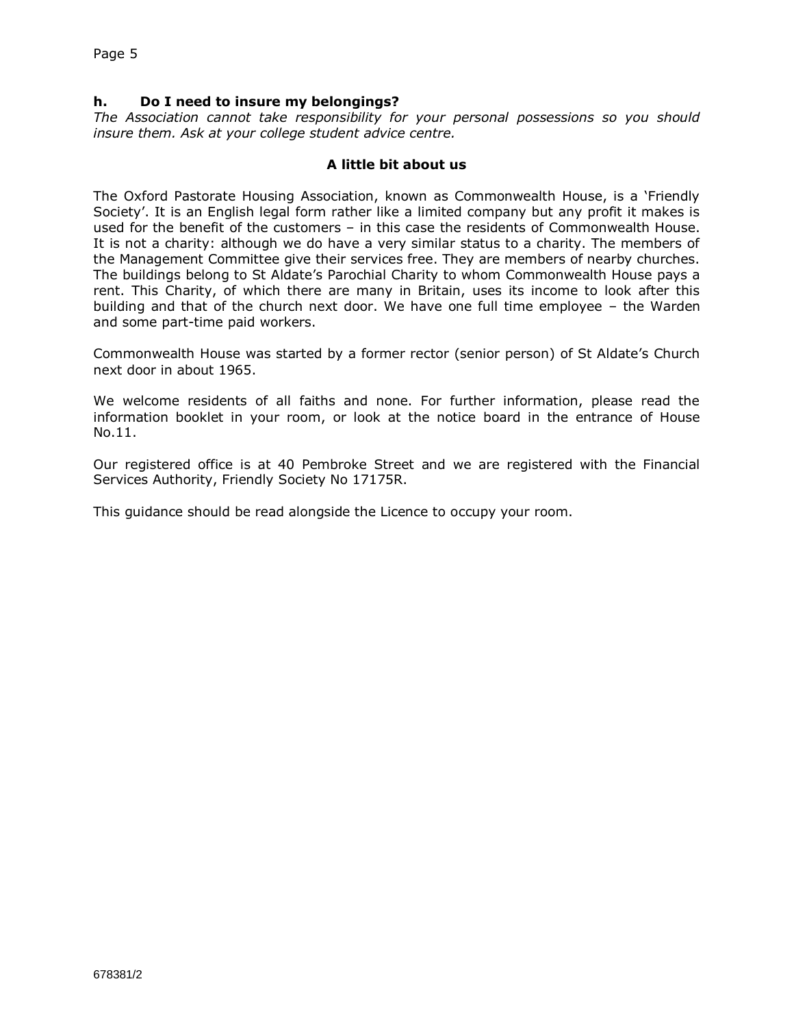**h. Do I need to insure my belongings?**

*The Association cannot take responsibility for your personal possessions so you should insure them. Ask at your college student advice centre.*

**A little bit about us**

The Oxford Pastorate Housing Association, known as Commonwealth House, is a 'Friendly Society'. It is an English legal form rather like a limited company but any profit it makes is used for the benefit of the customers – in this case the residents of Commonwealth House. It is not a charity: although we do have a very similar status to a charity. The members of the Management Committee give their services free. They are members of nearby churches. The buildings belong to St Aldate's Parochial Charity to whom Commonwealth House pays a rent. This Charity, of which there are many in Britain, uses its income to look after this building and that of the church next door. We have one full time employee – the Warden and some part-time paid workers.

Commonwealth House was started by a former rector (senior person) of St Aldate's Church next door in about 1965.

We welcome residents of all faiths and none. For further information, please read the information booklet in your room, or look at the notice board in the entrance of House No.11.

Our registered office is at 40 Pembroke Street and we are registered with the Financial Services Authority, Friendly Society No 17175R.

This guidance should be read alongside the Licence to occupy your room.

678381/2